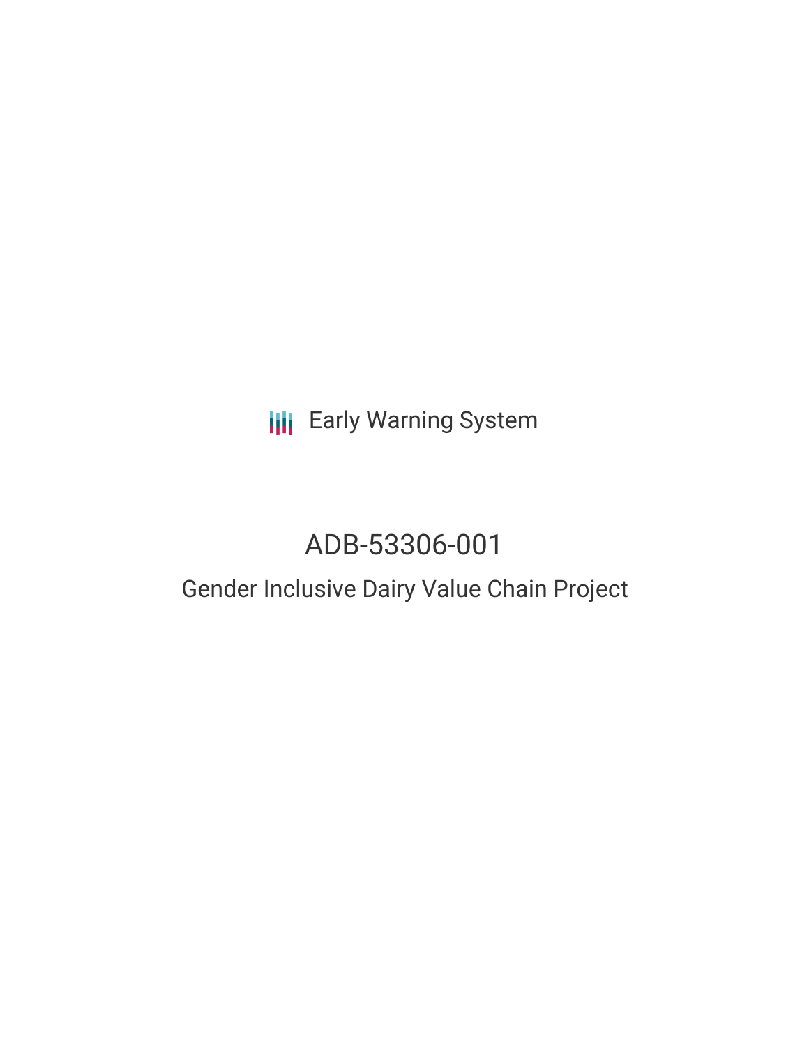Early Warning System

# ADB-53306-001

## Gender Inclusive Dairy Value Chain Project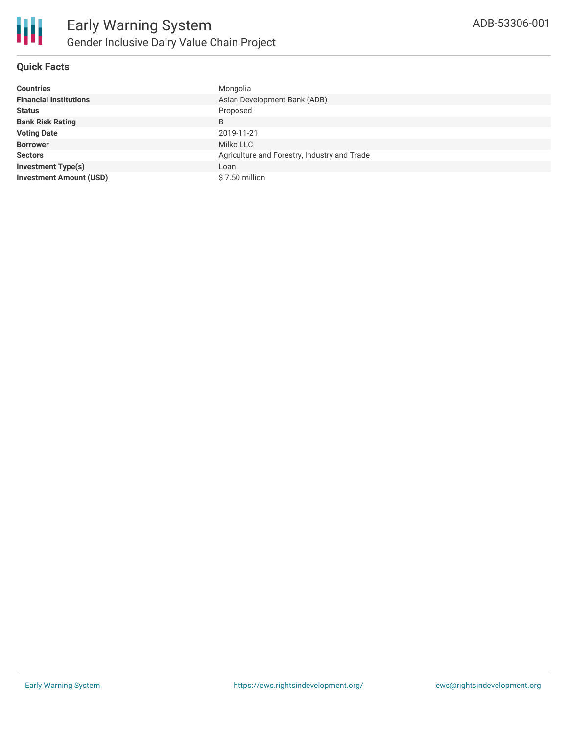# Early Warning System

## Gender Inclusive Dairy Value Chain Project

ADB-53306-001

### Quick Facts

| | |
|---|---|
| **Countries** | Mongolia |
| **Financial Institutions** | Asian Development Bank (ADB) |
| **Status** | Proposed |
| **Bank Risk Rating** | B |
| **Voting Date** | 2019-11-21 |
| **Borrower** | Milko LLC |
| **Sectors** | Agriculture and Forestry, Industry and Trade |
| **Investment Type(s)** | Loan |
| **Investment Amount (USD)** | $ 7.50 million |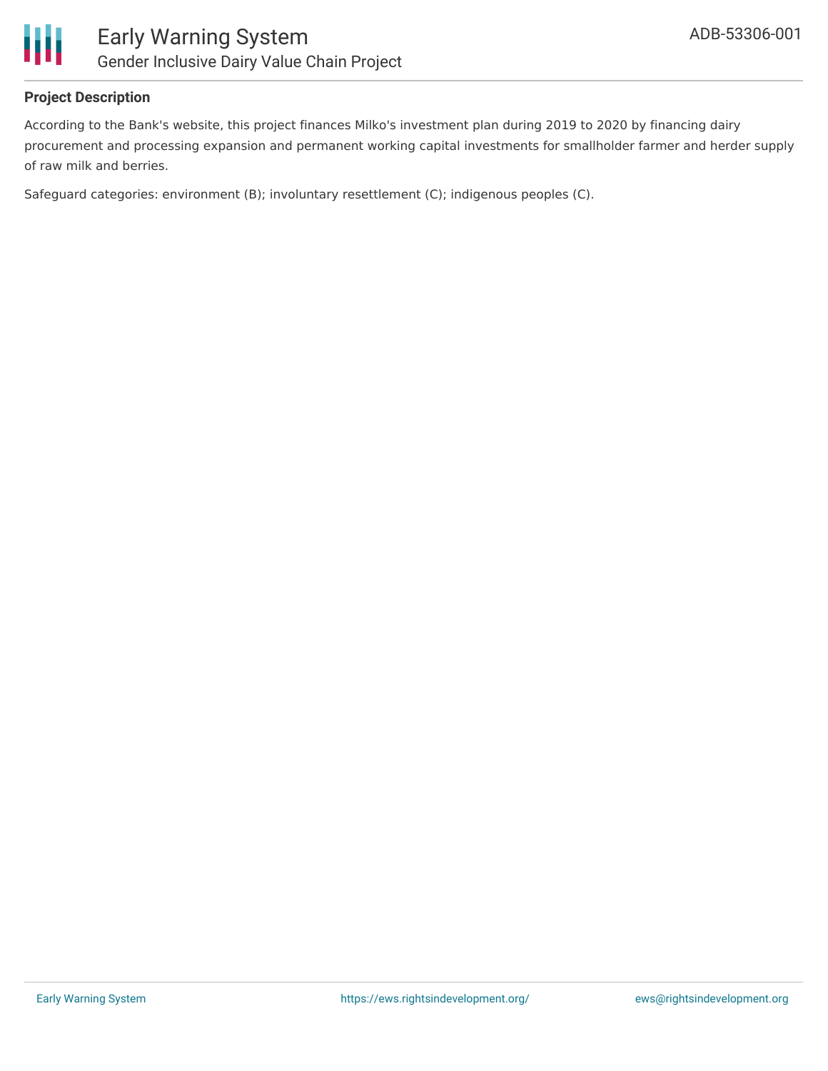**Project Description**

According to the Bank's website, this project finances Milko's investment plan during 2019 to 2020 by financing dairy procurement and processing expansion and permanent working capital investments for smallholder farmer and herder supply of raw milk and berries.

Safeguard categories: environment (B); involuntary resettlement (C); indigenous peoples (C).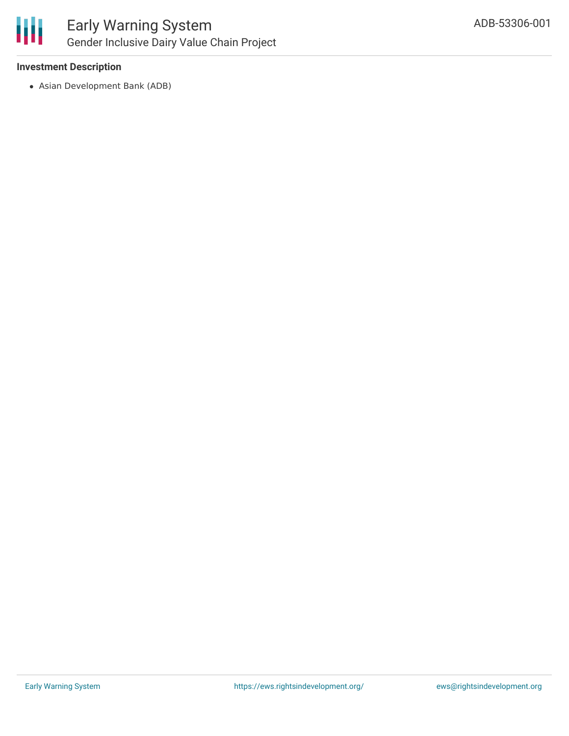**Investment Description**

- Asian Development Bank (ADB)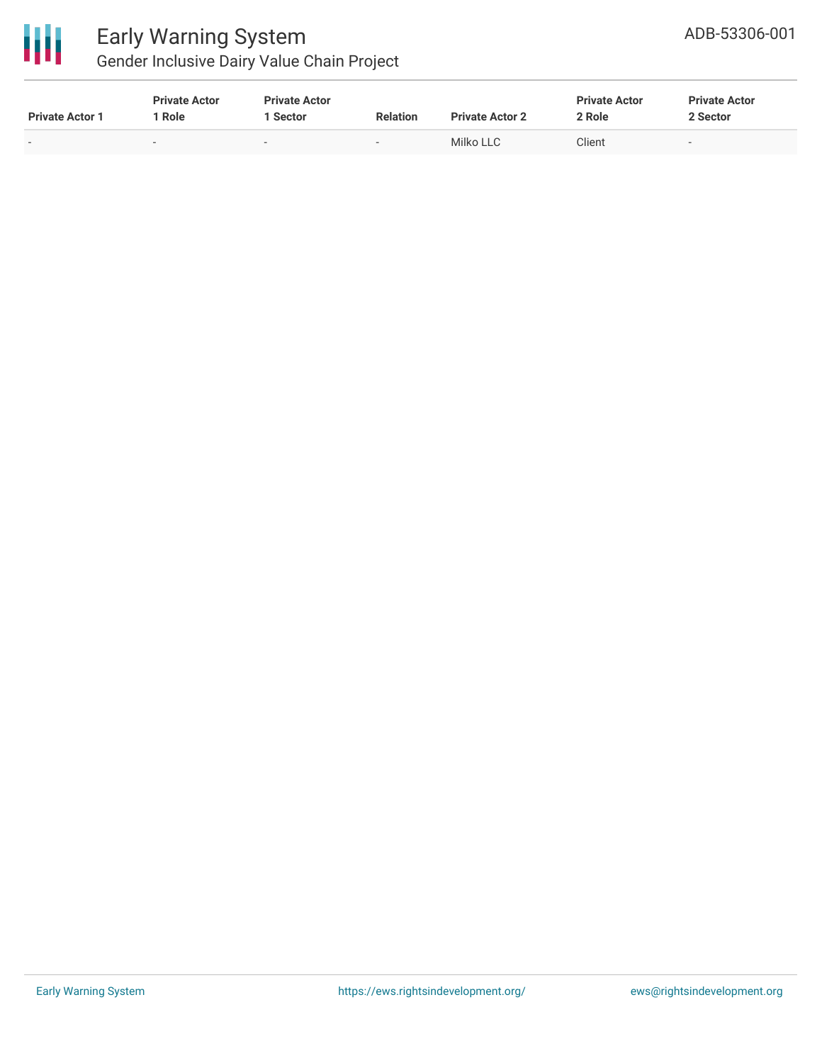| Private Actor 1 | Private Actor 1 Role | Private Actor 1 Sector | Relation | Private Actor 2 | Private Actor 2 Role | Private Actor 2 Sector |
|---|---|---|---|---|---|---|
| - | - | - | - | Milko LLC | Client | - |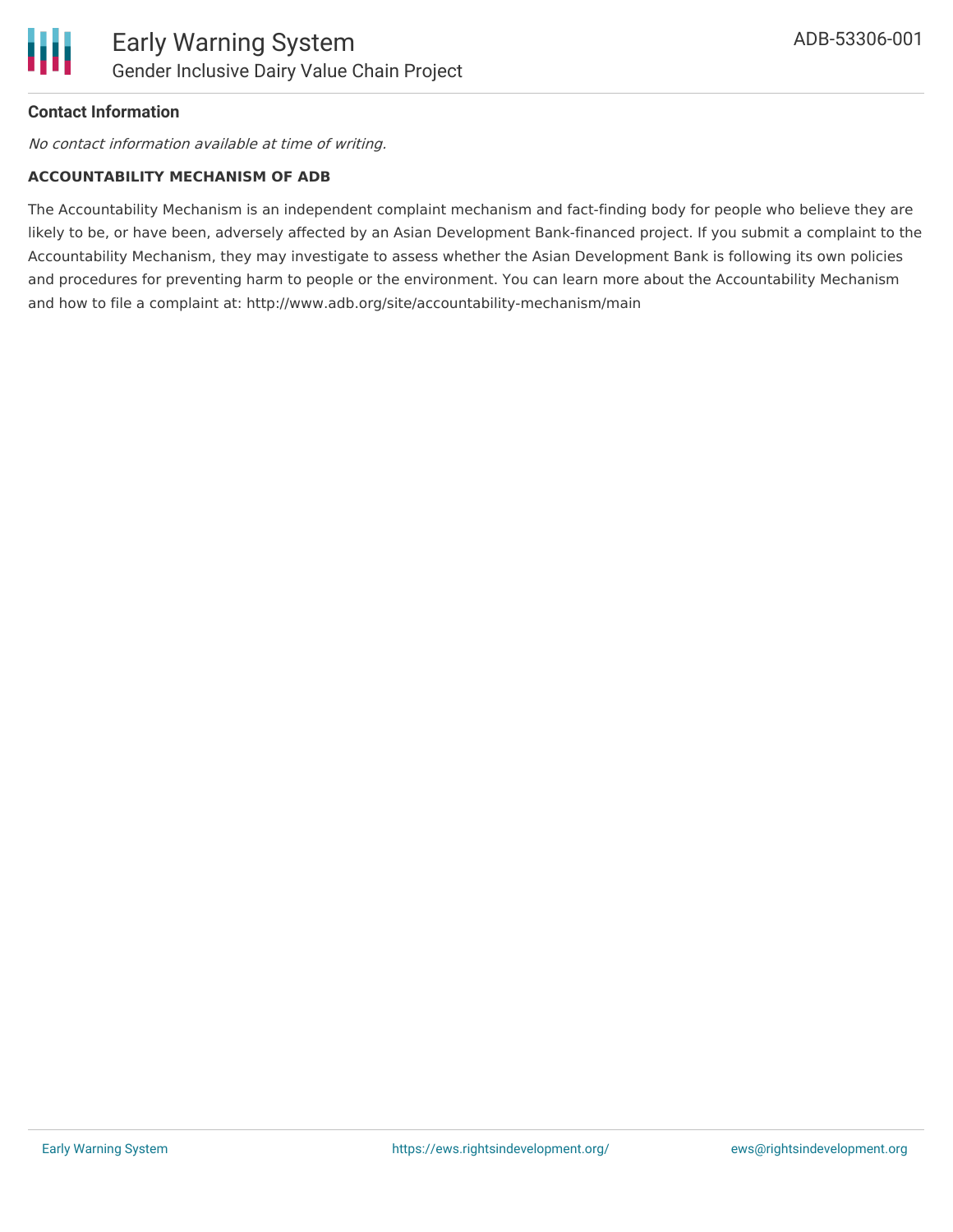**Contact Information**

*No contact information available at time of writing.*

**ACCOUNTABILITY MECHANISM OF ADB**

The Accountability Mechanism is an independent complaint mechanism and fact-finding body for people who believe they are likely to be, or have been, adversely affected by an Asian Development Bank-financed project. If you submit a complaint to the Accountability Mechanism, they may investigate to assess whether the Asian Development Bank is following its own policies and procedures for preventing harm to people or the environment. You can learn more about the Accountability Mechanism and how to file a complaint at: http://www.adb.org/site/accountability-mechanism/main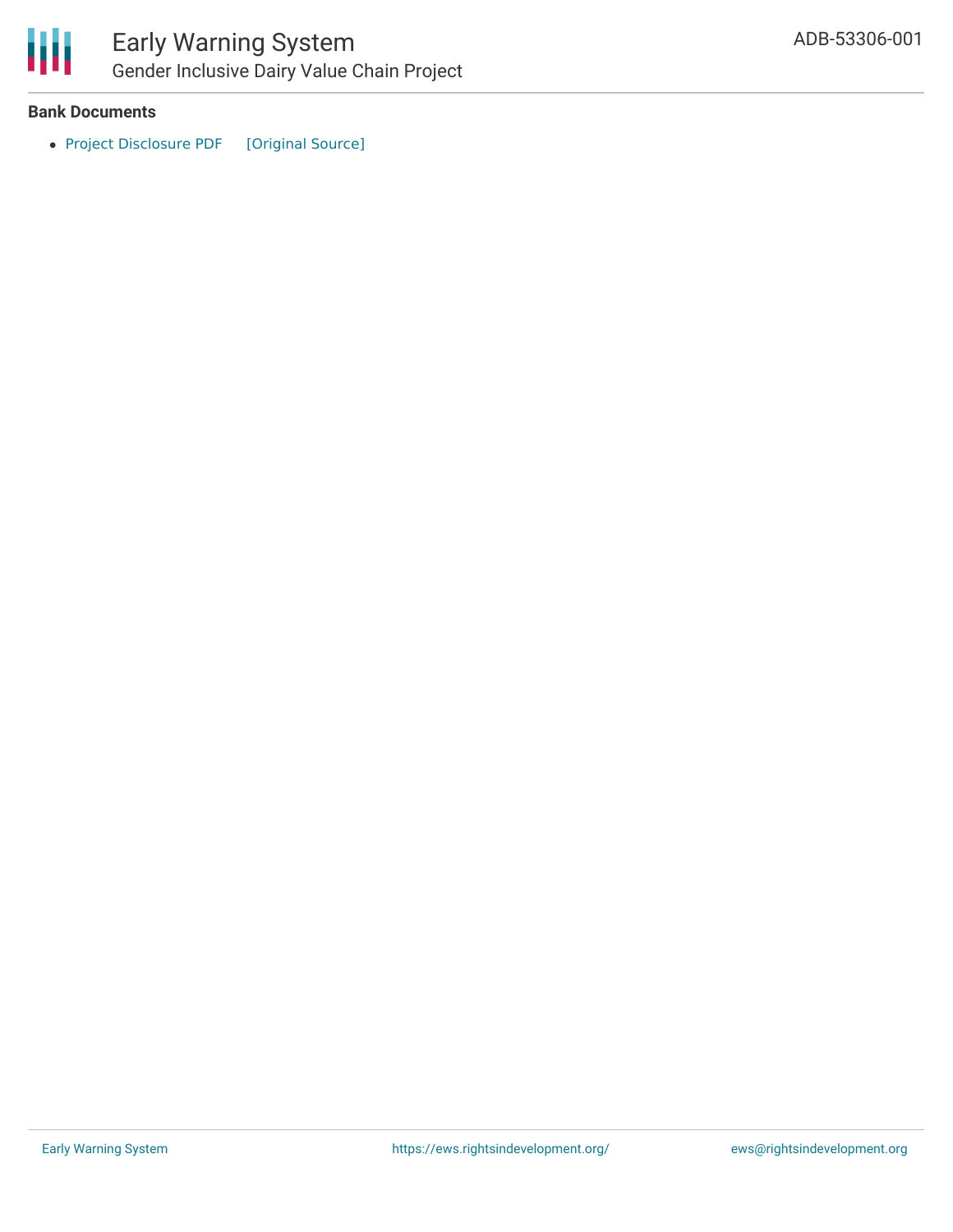**Bank Documents**

- Project Disclosure PDF [Original Source]